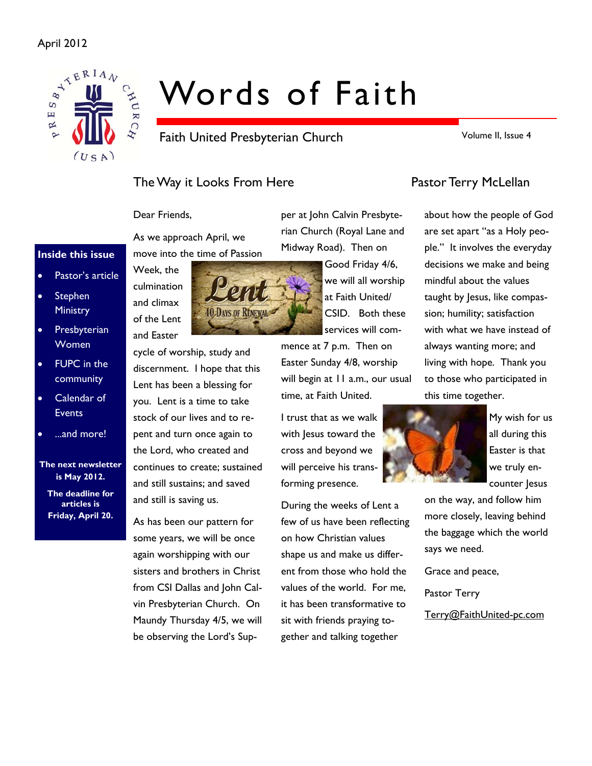April 2012

# Words of Faith

Faith United Presbyterian Church

Volume II, Issue 4

**Inside this issue**

- Pastor's article
- Stephen Ministry
- Presbyterian Women
- FUPC in the community
- Calendar of Events
- ...and more!

**The next newsletter is May 2012.**

**The deadline for articles is Friday, April 20.**

## The Way it Looks From Here

Pastor Terry McLellan

Dear Friends,

As we approach April, we move into the time of Passion Week, the culmination and climax of the Lent and Easter cycle of worship, study and discernment. I hope that this Lent has been a blessing for you. Lent is a time to take stock of our lives and to repent and turn once again to the Lord, who created and continues to create; sustained and still sustains; and saved and still is saving us.

As has been our pattern for some years, we will be once again worshipping with our sisters and brothers in Christ from CSI Dallas and John Calvin Presbyterian Church. On Maundy Thursday 4/5, we will be observing the Lord's Supper at John Calvin Presbyterian Church (Royal Lane and Midway Road). Then on Good Friday 4/6, we will all worship at Faith United/CSID. Both these services will commence at 7 p.m. Then on Easter Sunday 4/8, worship will begin at 11 a.m., our usual time, at Faith United.

I trust that as we walk with Jesus toward the cross and beyond we will perceive his transforming presence.

During the weeks of Lent a few of us have been reflecting on how Christian values shape us and make us different from those who hold the values of the world. For me, it has been transformative to sit with friends praying together and talking together about how the people of God are set apart "as a Holy people." It involves the everyday decisions we make and being mindful about the values taught by Jesus, like compassion; humility; satisfaction with what we have instead of always wanting more; and living with hope. Thank you to those who participated in this time together.

My wish for us all during this Easter is that we truly encounter Jesus on the way, and follow him more closely, leaving behind the baggage which the world says we need.

Grace and peace,

Pastor Terry

Terry@FaithUnited-pc.com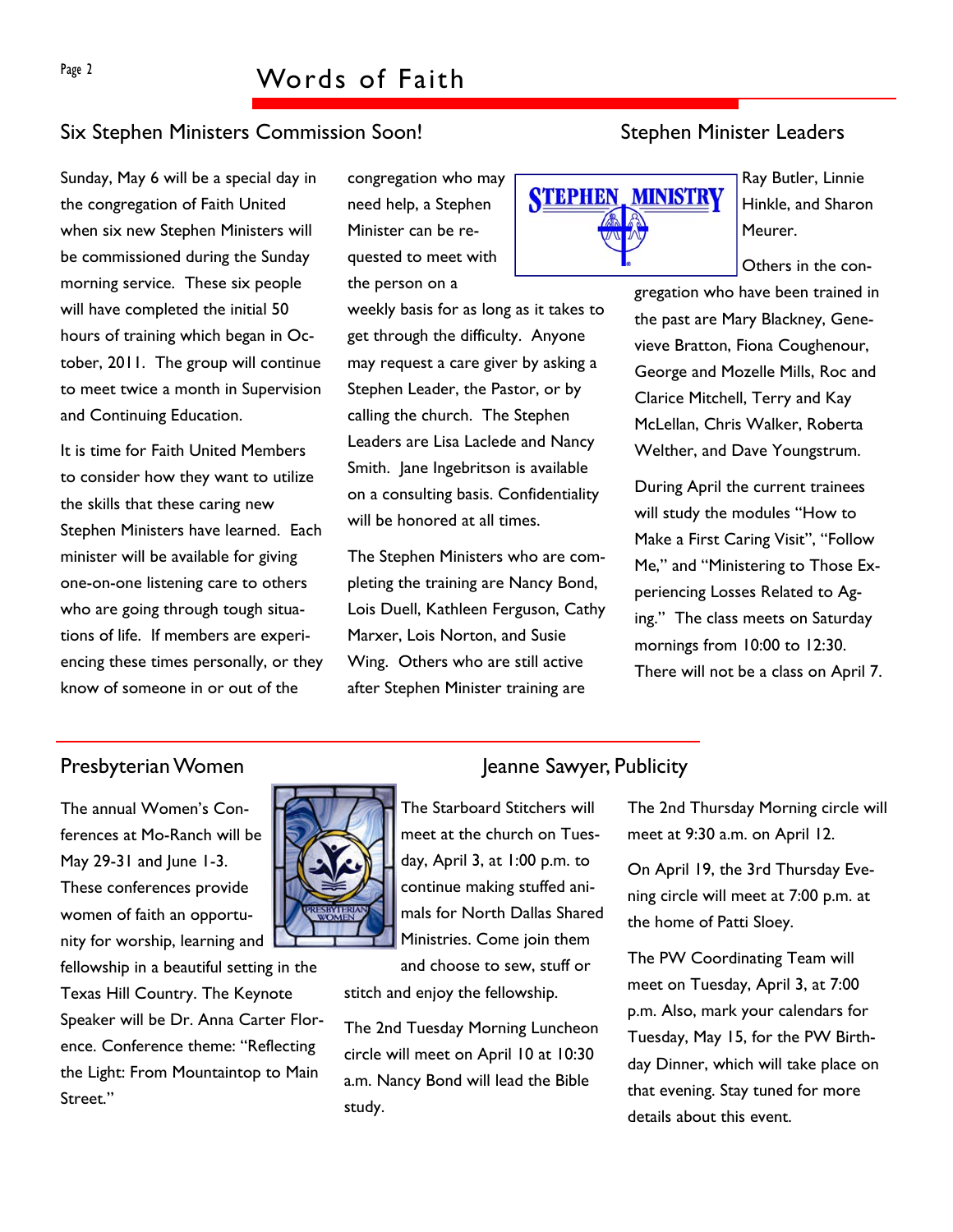## Six Stephen Ministers Commission Soon!

Sunday, May 6 will be a special day in the congregation of Faith United when six new Stephen Ministers will be commissioned during the Sunday morning service. These six people will have completed the initial 50 hours of training which began in October, 2011. The group will continue to meet twice a month in Supervision and Continuing Education.

It is time for Faith United Members to consider how they want to utilize the skills that these caring new Stephen Ministers have learned. Each minister will be available for giving one-on-one listening care to others who are going through tough situations of life. If members are experiencing these times personally, or they know of someone in or out of the congregation who may need help, a Stephen Minister can be requested to meet with the person on a weekly basis for as long as it takes to get through the difficulty. Anyone may request a care giver by asking a Stephen Leader, the Pastor, or by calling the church. The Stephen Leaders are Lisa Laclede and Nancy Smith. Jane Ingebritson is available on a consulting basis. Confidentiality will be honored at all times.

The Stephen Ministers who are completing the training are Nancy Bond, Lois Duell, Kathleen Ferguson, Cathy Marxer, Lois Norton, and Susie Wing. Others who are still active after Stephen Minister training are

## Stephen Minister Leaders

Ray Butler, Linnie Hinkle, and Sharon Meurer.

Others in the congregation who have been trained in the past are Mary Blackney, Genevieve Bratton, Fiona Coughenour, George and Mozelle Mills, Roc and Clarice Mitchell, Terry and Kay McLellan, Chris Walker, Roberta Welther, and Dave Youngstrum.

During April the current trainees will study the modules "How to Make a First Caring Visit", "Follow Me," and "Ministering to Those Experiencing Losses Related to Aging." The class meets on Saturday mornings from 10:00 to 12:30. There will not be a class on April 7.

## Presbyterian Women

## Jeanne Sawyer, Publicity

The annual Women's Conferences at Mo-Ranch will be May 29-31 and June 1-3. These conferences provide women of faith an opportunity for worship, learning and fellowship in a beautiful setting in the Texas Hill Country. The Keynote Speaker will be Dr. Anna Carter Florence. Conference theme: "Reflecting the Light: From Mountaintop to Main Street."

The Starboard Stitchers will meet at the church on Tuesday, April 3, at 1:00 p.m. to continue making stuffed animals for North Dallas Shared Ministries. Come join them and choose to sew, stuff or stitch and enjoy the fellowship.

The 2nd Tuesday Morning Luncheon circle will meet on April 10 at 10:30 a.m. Nancy Bond will lead the Bible study.

The 2nd Thursday Morning circle will meet at 9:30 a.m. on April 12.

On April 19, the 3rd Thursday Evening circle will meet at 7:00 p.m. at the home of Patti Sloey.

The PW Coordinating Team will meet on Tuesday, April 3, at 7:00 p.m. Also, mark your calendars for Tuesday, May 15, for the PW Birthday Dinner, which will take place on that evening. Stay tuned for more details about this event.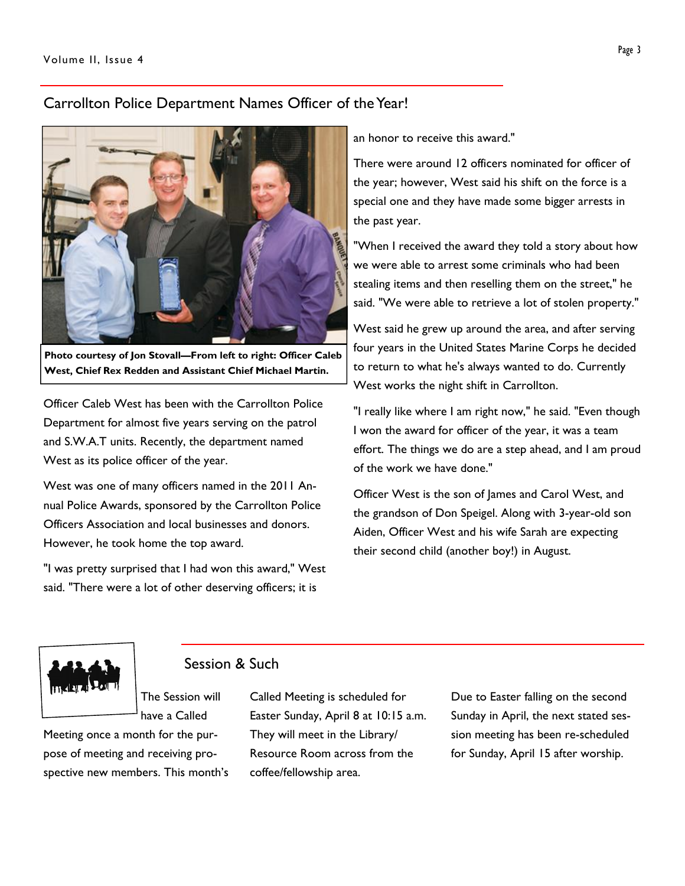## Carrollton Police Department Names Officer of the Year!

Photo courtesy of Jon Stovall—From left to right: Officer Caleb West, Chief Rex Redden and Assistant Chief Michael Martin.

Officer Caleb West has been with the Carrollton Police Department for almost five years serving on the patrol and S.W.A.T units. Recently, the department named West as its police officer of the year.

West was one of many officers named in the 2011 Annual Police Awards, sponsored by the Carrollton Police Officers Association and local businesses and donors. However, he took home the top award.

"I was pretty surprised that I had won this award," West said. "There were a lot of other deserving officers; it is an honor to receive this award."

There were around 12 officers nominated for officer of the year; however, West said his shift on the force is a special one and they have made some bigger arrests in the past year.

"When I received the award they told a story about how we were able to arrest some criminals who had been stealing items and then reselling them on the street," he said. "We were able to retrieve a lot of stolen property."

West said he grew up around the area, and after serving four years in the United States Marine Corps he decided to return to what he's always wanted to do. Currently West works the night shift in Carrollton.

"I really like where I am right now," he said. "Even though I won the award for officer of the year, it was a team effort. The things we do are a step ahead, and I am proud of the work we have done."

Officer West is the son of James and Carol West, and the grandson of Don Speigel. Along with 3-year-old son Aiden, Officer West and his wife Sarah are expecting their second child (another boy!) in August.

## Session & Such

The Session will have a Called Meeting once a month for the purpose of meeting and receiving prospective new members. This month's Called Meeting is scheduled for Easter Sunday, April 8 at 10:15 a.m. They will meet in the Library/ Resource Room across from the coffee/fellowship area.

Due to Easter falling on the second Sunday in April, the next stated session meeting has been re-scheduled for Sunday, April 15 after worship.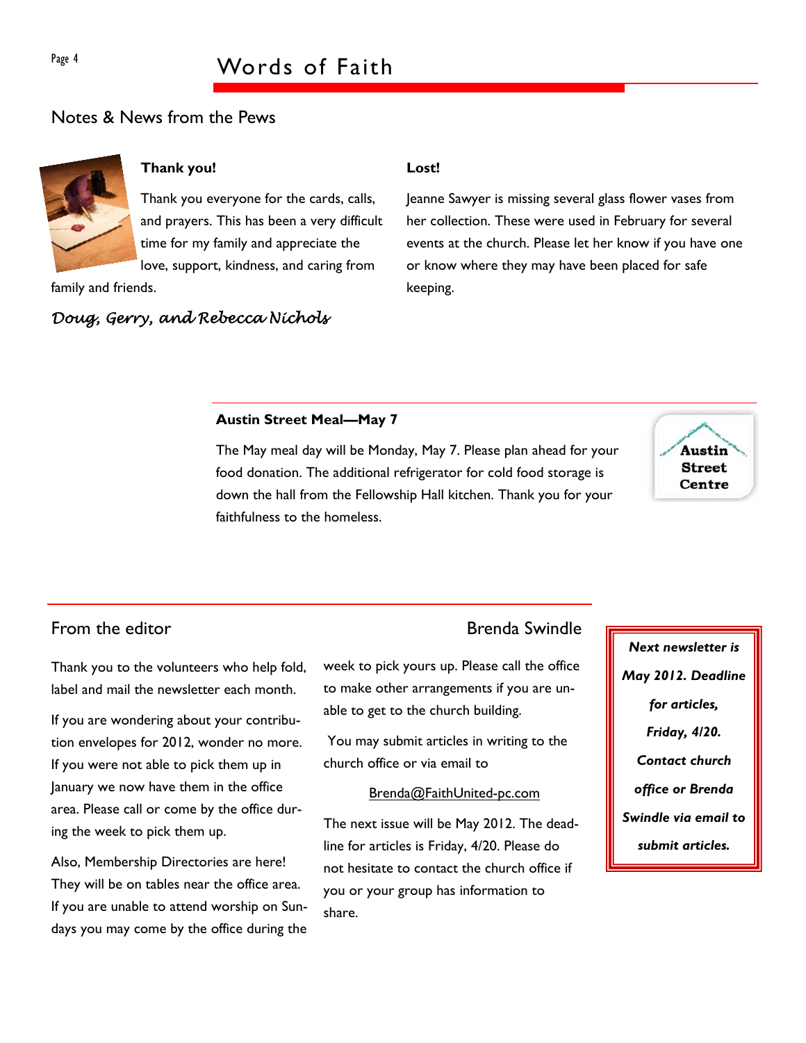## Notes & News from the Pews

### Thank you!

Thank you everyone for the cards, calls, and prayers. This has been a very difficult time for my family and appreciate the love, support, kindness, and caring from family and friends.

*Doug, Gerry, and Rebecca Nichols*

### Lost!

Jeanne Sawyer is missing several glass flower vases from her collection. These were used in February for several events at the church. Please let her know if you have one or know where they may have been placed for safe keeping.

### Austin Street Meal—May 7

The May meal day will be Monday, May 7. Please plan ahead for your food donation. The additional refrigerator for cold food storage is down the hall from the Fellowship Hall kitchen. Thank you for your faithfulness to the homeless.

## From the editor

Brenda Swindle

Thank you to the volunteers who help fold, label and mail the newsletter each month.

If you are wondering about your contribution envelopes for 2012, wonder no more. If you were not able to pick them up in January we now have them in the office area. Please call or come by the office during the week to pick them up.

Also, Membership Directories are here! They will be on tables near the office area. If you are unable to attend worship on Sundays you may come by the office during the week to pick yours up. Please call the office to make other arrangements if you are unable to get to the church building.

You may submit articles in writing to the church office or via email to

Brenda@FaithUnited-pc.com

The next issue will be May 2012. The deadline for articles is Friday, 4/20. Please do not hesitate to contact the church office if you or your group has information to share.

***Next newsletter is May 2012. Deadline for articles, Friday, 4/20. Contact church office or Brenda Swindle via email to submit articles.***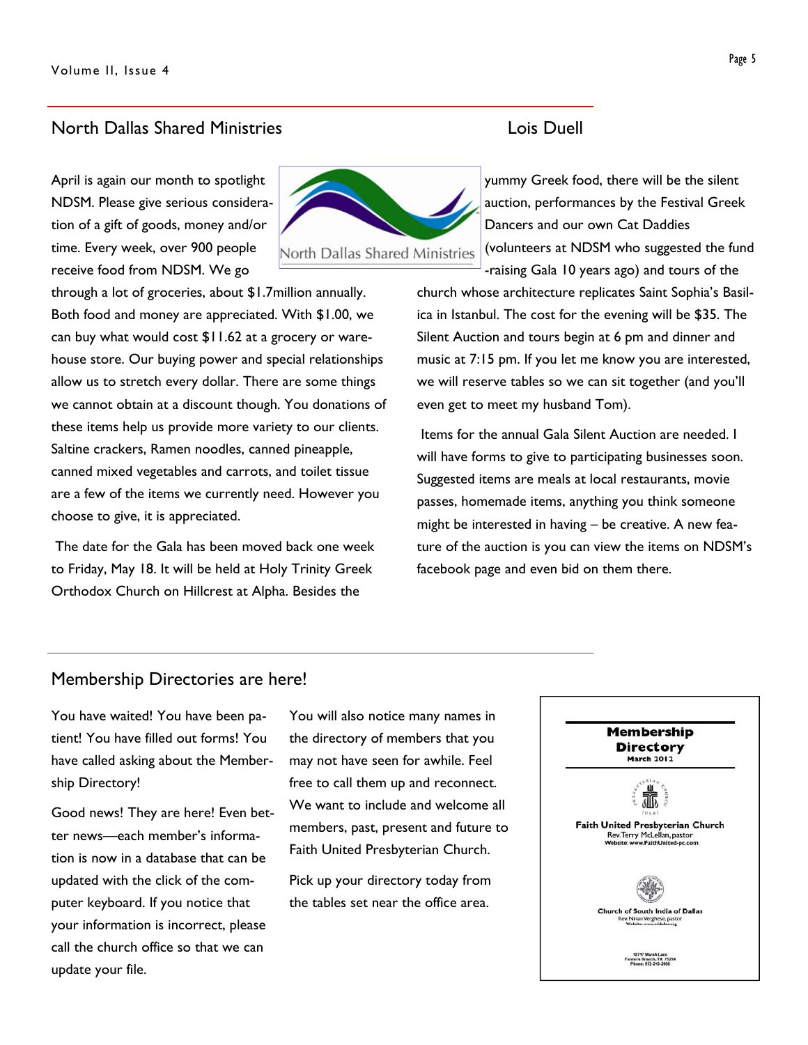## North Dallas Shared Ministries

Lois Duell

April is again our month to spotlight NDSM. Please give serious consideration of a gift of goods, money and/or time. Every week, over 900 people receive food from NDSM. We go through a lot of groceries, about $1.7million annually. Both food and money are appreciated. With $1.00, we can buy what would cost $11.62 at a grocery or warehouse store. Our buying power and special relationships allow us to stretch every dollar. There are some things we cannot obtain at a discount though. You donations of these items help us provide more variety to our clients. Saltine crackers, Ramen noodles, canned pineapple, canned mixed vegetables and carrots, and toilet tissue are a few of the items we currently need. However you choose to give, it is appreciated.

The date for the Gala has been moved back one week to Friday, May 18. It will be held at Holy Trinity Greek Orthodox Church on Hillcrest at Alpha. Besides the yummy Greek food, there will be the silent auction, performances by the Festival Greek Dancers and our own Cat Daddies (volunteers at NDSM who suggested the fund-raising Gala 10 years ago) and tours of the church whose architecture replicates Saint Sophia's Basilica in Istanbul. The cost for the evening will be $35. The Silent Auction and tours begin at 6 pm and dinner and music at 7:15 pm. If you let me know you are interested, we will reserve tables so we can sit together (and you'll even get to meet my husband Tom).

Items for the annual Gala Silent Auction are needed. I will have forms to give to participating businesses soon. Suggested items are meals at local restaurants, movie passes, homemade items, anything you think someone might be interested in having – be creative. A new feature of the auction is you can view the items on NDSM's facebook page and even bid on them there.

## Membership Directories are here!

You have waited! You have been patient! You have filled out forms! You have called asking about the Membership Directory!

Good news! They are here! Even better news—each member's information is now in a database that can be updated with the click of the computer keyboard. If you notice that your information is incorrect, please call the church office so that we can update your file.

You will also notice many names in the directory of members that you may not have seen for awhile. Feel free to call them up and reconnect. We want to include and welcome all members, past, present and future to Faith United Presbyterian Church.

Pick up your directory today from the tables set near the office area.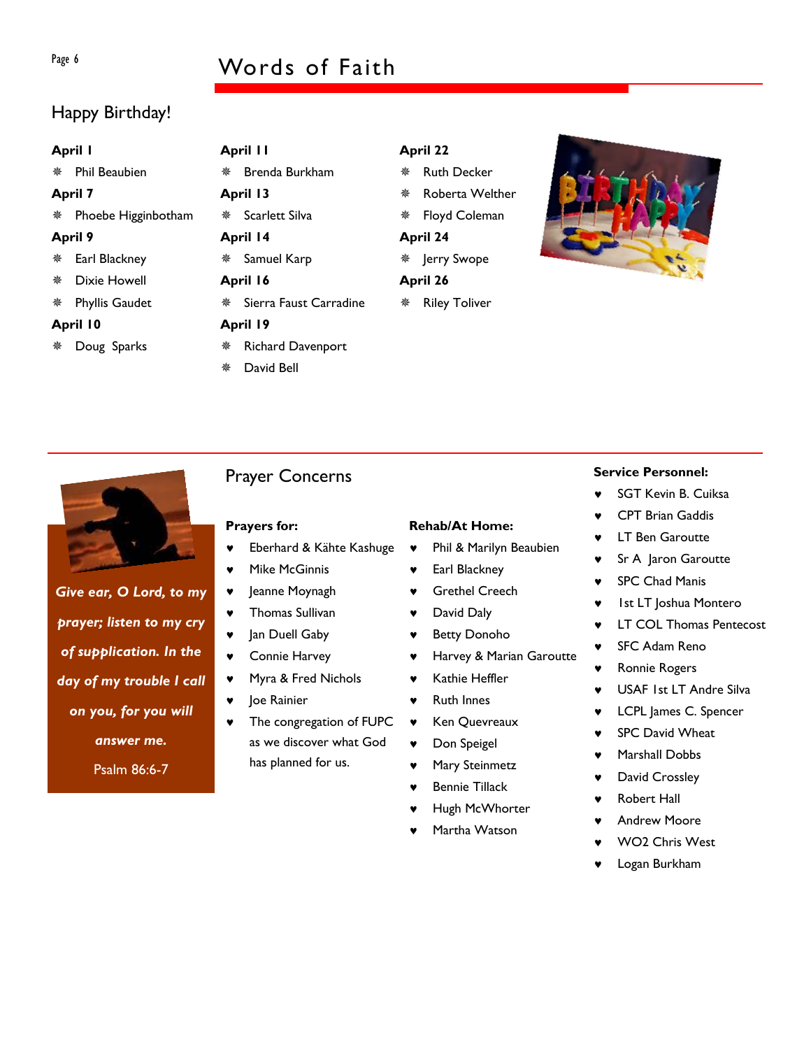# Words of Faith

## Happy Birthday!

**April 1**
- Phil Beaubien

**April 7**
- Phoebe Higginbotham

**April 9**
- Earl Blackney
- Dixie Howell
- Phyllis Gaudet

**April 10**
- Doug Sparks

**April 11**
- Brenda Burkham

**April 13**
- Scarlett Silva

**April 14**
- Samuel Karp

**April 16**
- Sierra Faust Carradine

**April 19**
- Richard Davenport
- David Bell

**April 22**
- Ruth Decker
- Roberta Welther
- Floyd Coleman

**April 24**
- Jerry Swope

**April 26**
- Riley Toliver

***Give ear, O Lord, to my prayer; listen to my cry of supplication. In the day of my trouble I call on you, for you will answer me.***

Psalm 86:6-7

## Prayer Concerns

**Prayers for:**
- Eberhard & Kähte Kashuge
- Mike McGinnis
- Jeanne Moynagh
- Thomas Sullivan
- Jan Duell Gaby
- Connie Harvey
- Myra & Fred Nichols
- Joe Rainier
- The congregation of FUPC as we discover what God has planned for us.

**Rehab/At Home:**
- Phil & Marilyn Beaubien
- Earl Blackney
- Grethel Creech
- David Daly
- Betty Donoho
- Harvey & Marian Garoutte
- Kathie Heffler
- Ruth Innes
- Ken Quevreaux
- Don Speigel
- Mary Steinmetz
- Bennie Tillack
- Hugh McWhorter
- Martha Watson

**Service Personnel:**
- SGT Kevin B. Cuiksa
- CPT Brian Gaddis
- LT Ben Garoutte
- Sr A Jaron Garoutte
- SPC Chad Manis
- 1st LT Joshua Montero
- LT COL Thomas Pentecost
- SFC Adam Reno
- Ronnie Rogers
- USAF 1st LT Andre Silva
- LCPL James C. Spencer
- SPC David Wheat
- Marshall Dobbs
- David Crossley
- Robert Hall
- Andrew Moore
- WO2 Chris West
- Logan Burkham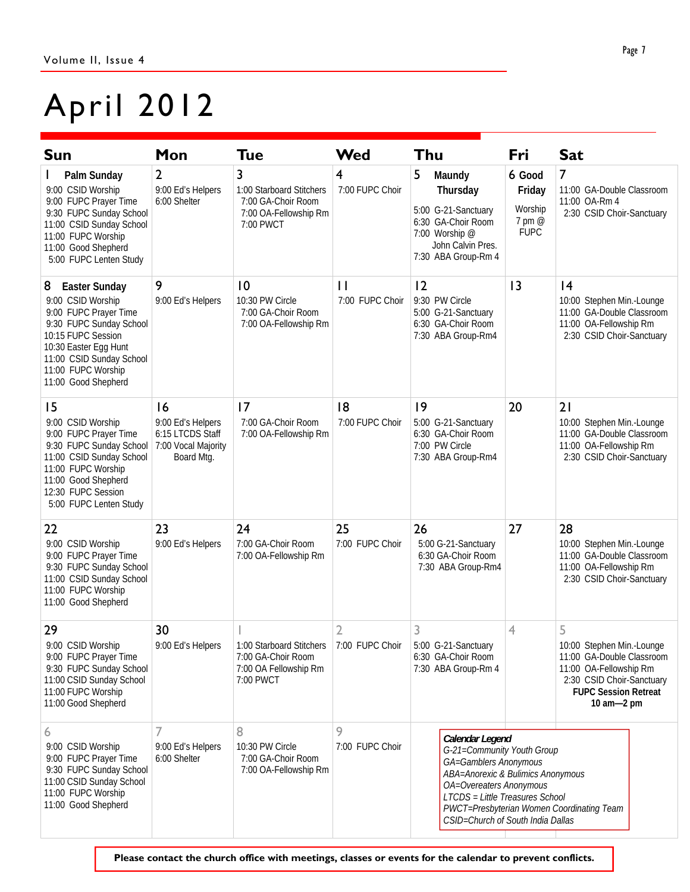# April 2012

| Sun | Mon | Tue | Wed | Thu | Fri | Sat |
|---|---|---|---|---|---|---|
| 1 **Palm Sunday**<br>9:00 CSID Worship<br>9:00 FUPC Prayer Time<br>9:30 FUPC Sunday School<br>11:00 CSID Sunday School<br>11:00 FUPC Worship<br>11:00 Good Shepherd<br>5:00 FUPC Lenten Study | 2<br>9:00 Ed's Helpers<br>6:00 Shelter | 3<br>1:00 Starboard Stitchers<br>7:00 GA-Choir Room<br>7:00 OA-Fellowship Rm<br>7:00 PWCT | 4<br>7:00 FUPC Choir | 5 **Maundy Thursday**<br>5:00 G-21-Sanctuary<br>6:30 GA-Choir Room<br>7:00 Worship @ John Calvin Pres.<br>7:30 ABA Group-Rm 4 | 6 **Good Friday**<br>Worship 7 pm @ FUPC | 7<br>11:00 GA-Double Classroom<br>11:00 OA-Rm 4<br>2:30 CSID Choir-Sanctuary |
| 8 **Easter Sunday**<br>9:00 CSID Worship<br>9:00 FUPC Prayer Time<br>9:30 FUPC Sunday School<br>10:15 FUPC Session<br>10:30 Easter Egg Hunt<br>11:00 CSID Sunday School<br>11:00 FUPC Worship<br>11:00 Good Shepherd | 9<br>9:00 Ed's Helpers | 10<br>10:30 PW Circle<br>7:00 GA-Choir Room<br>7:00 OA-Fellowship Rm | 11<br>7:00 FUPC Choir | 12<br>9:30 PW Circle<br>5:00 G-21-Sanctuary<br>6:30 GA-Choir Room<br>7:30 ABA Group-Rm4 | 13 | 14<br>10:00 Stephen Min.-Lounge<br>11:00 GA-Double Classroom<br>11:00 OA-Fellowship Rm<br>2:30 CSID Choir-Sanctuary |
| 15<br>9:00 CSID Worship<br>9:00 FUPC Prayer Time<br>9:30 FUPC Sunday School<br>11:00 CSID Sunday School<br>11:00 FUPC Worship<br>11:00 Good Shepherd<br>12:30 FUPC Session<br>5:00 FUPC Lenten Study | 16<br>9:00 Ed's Helpers<br>6:15 LTCDS Staff<br>7:00 Vocal Majority Board Mtg. | 17<br>7:00 GA-Choir Room<br>7:00 OA-Fellowship Rm | 18<br>7:00 FUPC Choir | 19<br>5:00 G-21-Sanctuary<br>6:30 GA-Choir Room<br>7:00 PW Circle<br>7:30 ABA Group-Rm4 | 20 | 21<br>10:00 Stephen Min.-Lounge<br>11:00 GA-Double Classroom<br>11:00 OA-Fellowship Rm<br>2:30 CSID Choir-Sanctuary |
| 22<br>9:00 CSID Worship<br>9:00 FUPC Prayer Time<br>9:30 FUPC Sunday School<br>11:00 CSID Sunday School<br>11:00 FUPC Worship<br>11:00 Good Shepherd | 23<br>9:00 Ed's Helpers | 24<br>7:00 GA-Choir Room<br>7:00 OA-Fellowship Rm | 25<br>7:00 FUPC Choir | 26<br>5:00 G-21-Sanctuary<br>6:30 GA-Choir Room<br>7:30 ABA Group-Rm4 | 27 | 28<br>10:00 Stephen Min.-Lounge<br>11:00 GA-Double Classroom<br>11:00 OA-Fellowship Rm<br>2:30 CSID Choir-Sanctuary |
| 29<br>9:00 CSID Worship<br>9:00 FUPC Prayer Time<br>9:30 FUPC Sunday School<br>11:00 CSID Sunday School<br>11:00 FUPC Worship<br>11:00 Good Shepherd | 30<br>9:00 Ed's Helpers | 1<br>1:00 Starboard Stitchers<br>7:00 GA-Choir Room<br>7:00 OA Fellowship Rm<br>7:00 PWCT | 2<br>7:00 FUPC Choir | 3<br>5:00 G-21-Sanctuary<br>6:30 GA-Choir Room<br>7:30 ABA Group-Rm 4 | 4 | 5<br>10:00 Stephen Min.-Lounge<br>11:00 GA-Double Classroom<br>11:00 OA-Fellowship Rm<br>2:30 CSID Choir-Sanctuary<br>**FUPC Session Retreat 10 am—2 pm** |
| 6<br>9:00 CSID Worship<br>9:00 FUPC Prayer Time<br>9:30 FUPC Sunday School<br>11:00 CSID Sunday School<br>11:00 FUPC Worship<br>11:00 Good Shepherd | 7<br>9:00 Ed's Helpers<br>6:00 Shelter | 8<br>10:30 PW Circle<br>7:00 GA-Choir Room<br>7:00 OA-Fellowship Rm | 9<br>7:00 FUPC Choir | | | |

***Calendar Legend***
*G-21=Community Youth Group*
*GA=Gamblers Anonymous*
*ABA=Anorexic & Bulimics Anonymous*
*OA=Overeaters Anonymous*
*LTCDS = Little Treasures School*
*PWCT=Presbyterian Women Coordinating Team*
*CSID=Church of South India Dallas*

**Please contact the church office with meetings, classes or events for the calendar to prevent conflicts.**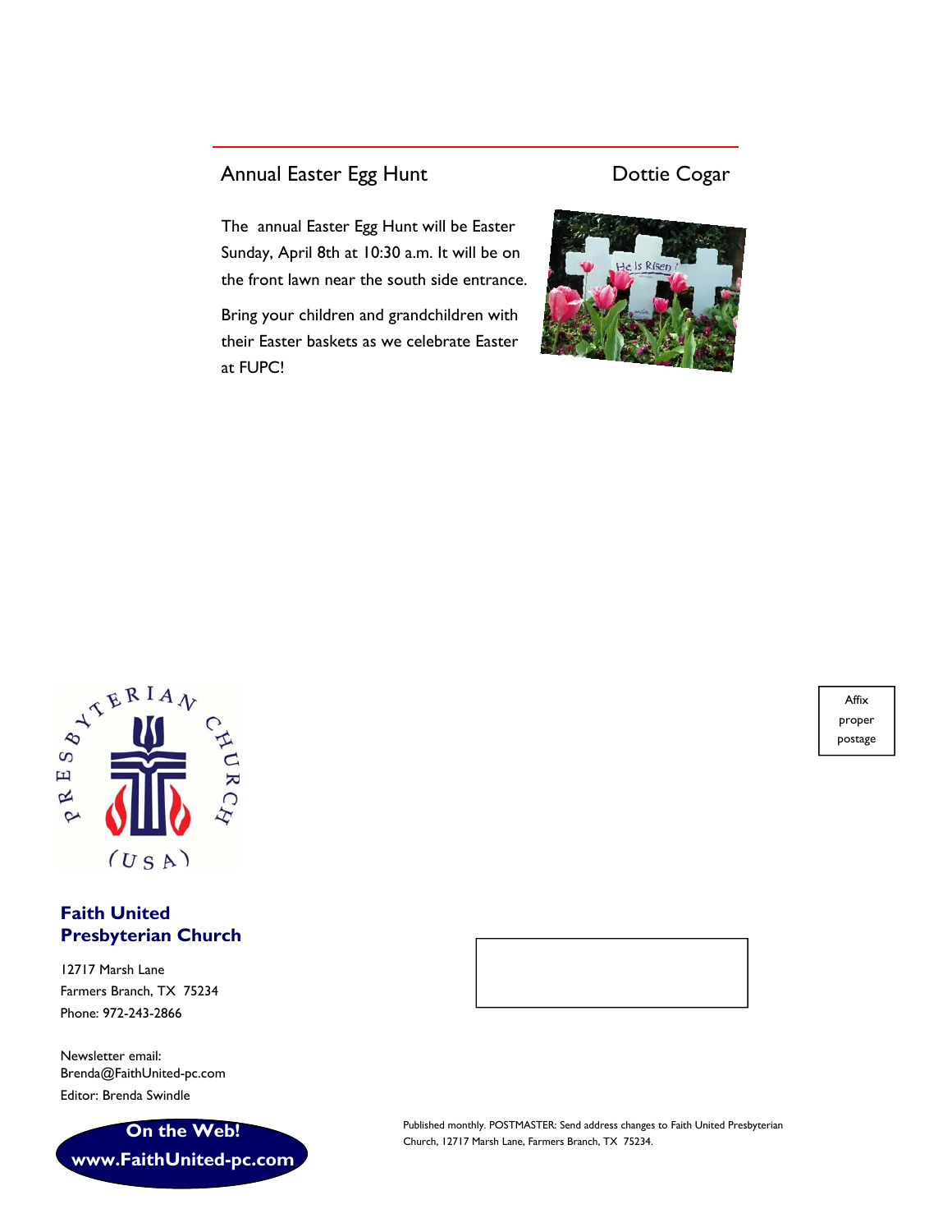## Annual Easter Egg Hunt

Dottie Cogar

The annual Easter Egg Hunt will be Easter Sunday, April 8th at 10:30 a.m. It will be on the front lawn near the south side entrance.

Bring your children and grandchildren with their Easter baskets as we celebrate Easter at FUPC!

Affix proper postage

**Faith United Presbyterian Church**

12717 Marsh Lane
Farmers Branch, TX 75234
Phone: 972-243-2866

Newsletter email:
Brenda@FaithUnited-pc.com
Editor: Brenda Swindle

**On the Web!**
**www.FaithUnited-pc.com**

Published monthly. POSTMASTER: Send address changes to Faith United Presbyterian Church, 12717 Marsh Lane, Farmers Branch, TX 75234.